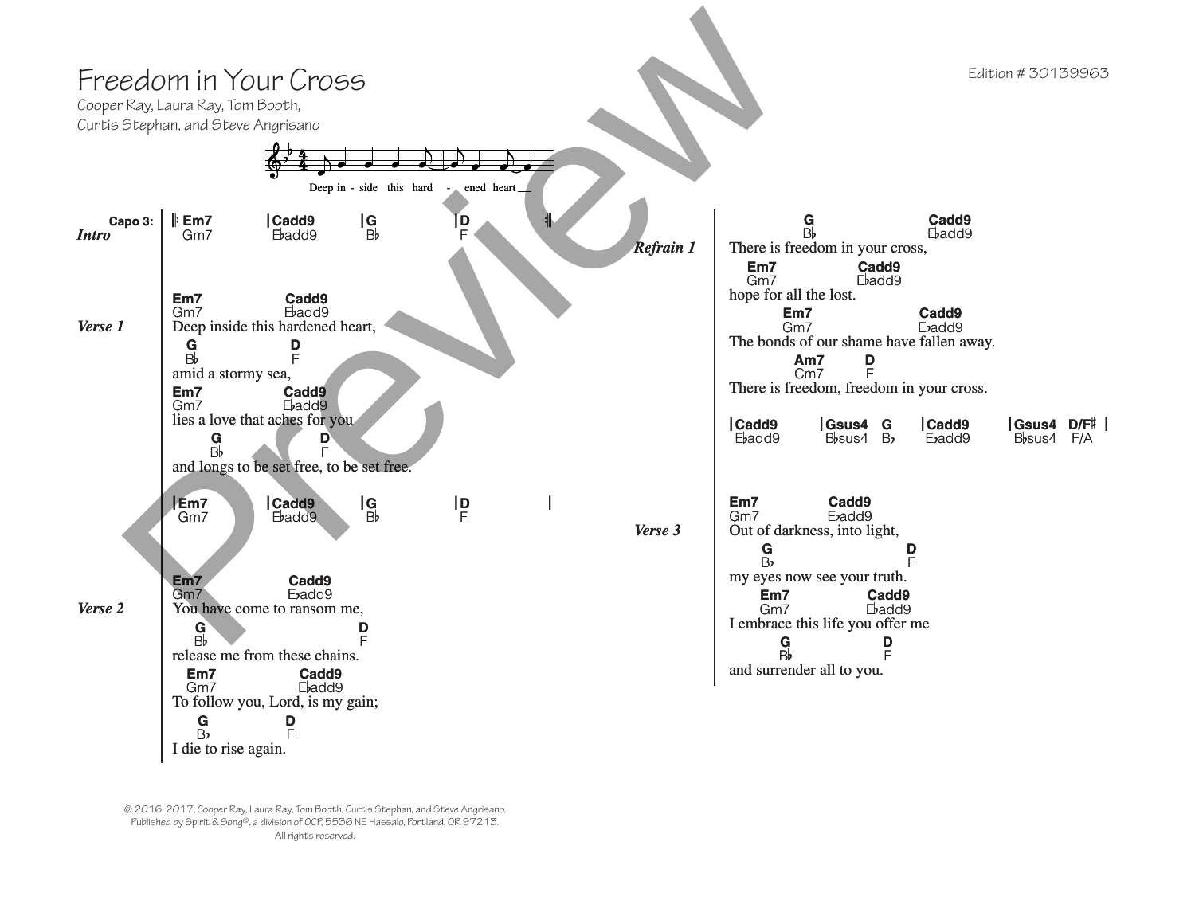# Freedom in Your Cross

Cooper Ray, Laura Ray, Tom Booth,
Curtis Stephan, and Steve Angrisano

Edition # 30139963

Deep in - side this hard - ened heart

**Capo 3:**

***Intro***

|: Em7 (Gm7) | Cadd9 (E♭add9) | G (B♭) | D (F) :|

***Verse 1***

Em7 (Gm7) Cadd9 (E♭add9)
Deep inside this hardened heart,
G (B♭) D (F)
amid a stormy sea,
Em7 (Gm7) Cadd9 (E♭add9)
lies a love that aches for you
G (B♭) D (F)
and longs to be set free, to be set free.

| Em7 (Gm7) | Cadd9 (E♭add9) | G (B♭) | D (F) |

***Verse 2***

Em7 (Gm7) Cadd9 (E♭add9)
You have come to ransom me,
G (B♭) D (F)
release me from these chains.
Em7 (Gm7) Cadd9 (E♭add9)
To follow you, Lord, is my gain;
G (B♭) D (F)
I die to rise again.

***Refrain 1***

G (B♭) Cadd9 (E♭add9)
There is freedom in your cross,
Em7 (Gm7) Cadd9 (E♭add9)
hope for all the lost.
Em7 (Gm7) Cadd9 (E♭add9)
The bonds of our shame have fallen away.
Am7 (Cm7) D (F)
There is freedom, freedom in your cross.

| Cadd9 (E♭add9) | Gsus4 (B♭sus4) G (B♭) | Cadd9 (E♭add9) | Gsus4 (B♭sus4) D/F♯ (F/A) |

***Verse 3***

Em7 (Gm7) Cadd9 (E♭add9)
Out of darkness, into light,
G (B♭) D (F)
my eyes now see your truth.
Em7 (Gm7) Cadd9 (E♭add9)
I embrace this life you offer me
G (B♭) D (F)
and surrender all to you.

© 2016, 2017, Cooper Ray, Laura Ray, Tom Booth, Curtis Stephan, and Steve Angrisano.
Published by Spirit & Song®, a division of OCP, 5536 NE Hassalo, Portland, OR 97213.
All rights reserved.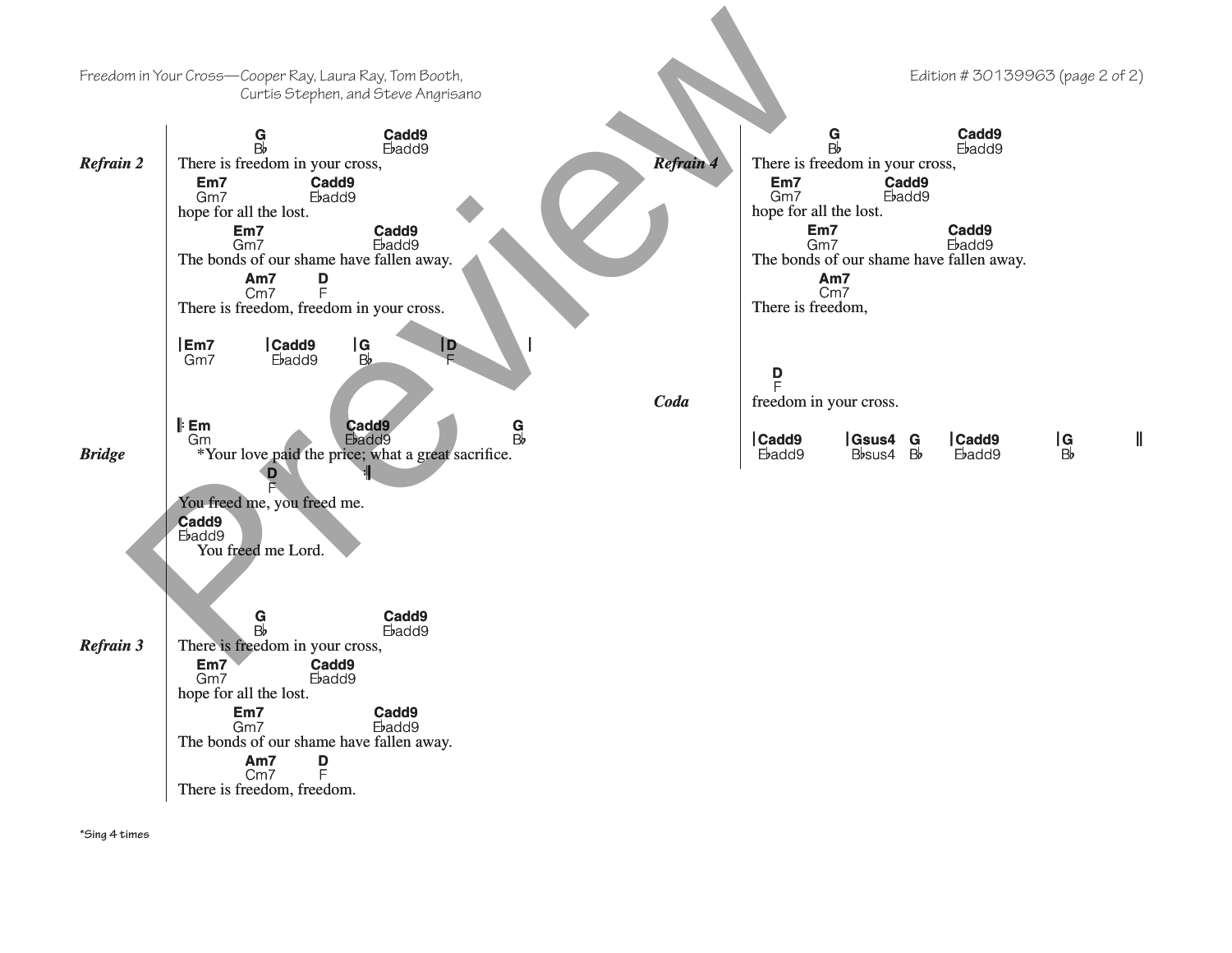**Refrain 2**

```
          G                    Cadd9
          B♭                   E♭add9
There is freedom in your cross,
   Em7             Cadd9
   Gm7             E♭add9
hope for all the lost.
         Em7                   Cadd9
         Gm7                   E♭add9
The bonds of our shame have fallen away.
          Am7      D
          Cm7      F
There is freedom, freedom in your cross.

|Em7        |Cadd9      |G          |D          |
 Gm7         E♭add9      B♭          F
```

**Bridge**

```
|: Em                      Cadd9                    G
   Gm                      E♭add9                   B♭
   *Your love paid the price; what a great sacrifice.
            D               :|
            F
You freed me, you freed me.
Cadd9
E♭add9
   You freed me Lord.
```

**Refrain 3**

```
          G                    Cadd9
          B♭                   E♭add9
There is freedom in your cross,
   Em7             Cadd9
   Gm7             E♭add9
hope for all the lost.
         Em7                   Cadd9
         Gm7                   E♭add9
The bonds of our shame have fallen away.
          Am7      D
          Cm7      F
There is freedom, freedom.
```

*Sing 4 times

**Refrain 4**

```
          G                    Cadd9
          B♭                   E♭add9
There is freedom in your cross,
   Em7             Cadd9
   Gm7             E♭add9
hope for all the lost.
         Em7                   Cadd9
         Gm7                   E♭add9
The bonds of our shame have fallen away.
          Am7
          Cm7
There is freedom,
```

**Coda**

```
   D
   F
freedom in your cross.

|Cadd9      |Gsus4   G    |Cadd9       |G        ||
 E♭add9      B♭sus4  B♭    E♭add9       B♭
```